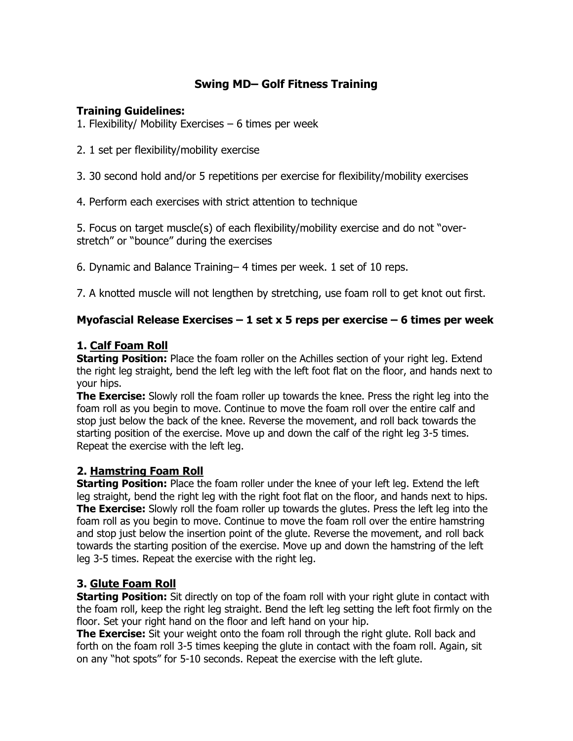# Swing MD– Golf Fitness Training

**Training Guidelines:**

1. Flexibility/ Mobility Exercises – 6 times per week

2. 1 set per flexibility/mobility exercise

3. 30 second hold and/or 5 repetitions per exercise for flexibility/mobility exercises

4. Perform each exercises with strict attention to technique

5. Focus on target muscle(s) of each flexibility/mobility exercise and do not "over-stretch" or "bounce" during the exercises

6. Dynamic and Balance Training– 4 times per week. 1 set of 10 reps.

7. A knotted muscle will not lengthen by stretching, use foam roll to get knot out first.

## Myofascial Release Exercises – 1 set x 5 reps per exercise – 6 times per week

### 1. Calf Foam Roll

**Starting Position:** Place the foam roller on the Achilles section of your right leg. Extend the right leg straight, bend the left leg with the left foot flat on the floor, and hands next to your hips.

**The Exercise:** Slowly roll the foam roller up towards the knee. Press the right leg into the foam roll as you begin to move. Continue to move the foam roll over the entire calf and stop just below the back of the knee. Reverse the movement, and roll back towards the starting position of the exercise. Move up and down the calf of the right leg 3-5 times. Repeat the exercise with the left leg.

### 2. Hamstring Foam Roll

**Starting Position:** Place the foam roller under the knee of your left leg. Extend the left leg straight, bend the right leg with the right foot flat on the floor, and hands next to hips.

**The Exercise:** Slowly roll the foam roller up towards the glutes. Press the left leg into the foam roll as you begin to move. Continue to move the foam roll over the entire hamstring and stop just below the insertion point of the glute. Reverse the movement, and roll back towards the starting position of the exercise. Move up and down the hamstring of the left leg 3-5 times. Repeat the exercise with the right leg.

### 3. Glute Foam Roll

**Starting Position:** Sit directly on top of the foam roll with your right glute in contact with the foam roll, keep the right leg straight. Bend the left leg setting the left foot firmly on the floor. Set your right hand on the floor and left hand on your hip.

**The Exercise:** Sit your weight onto the foam roll through the right glute. Roll back and forth on the foam roll 3-5 times keeping the glute in contact with the foam roll. Again, sit on any "hot spots" for 5-10 seconds. Repeat the exercise with the left glute.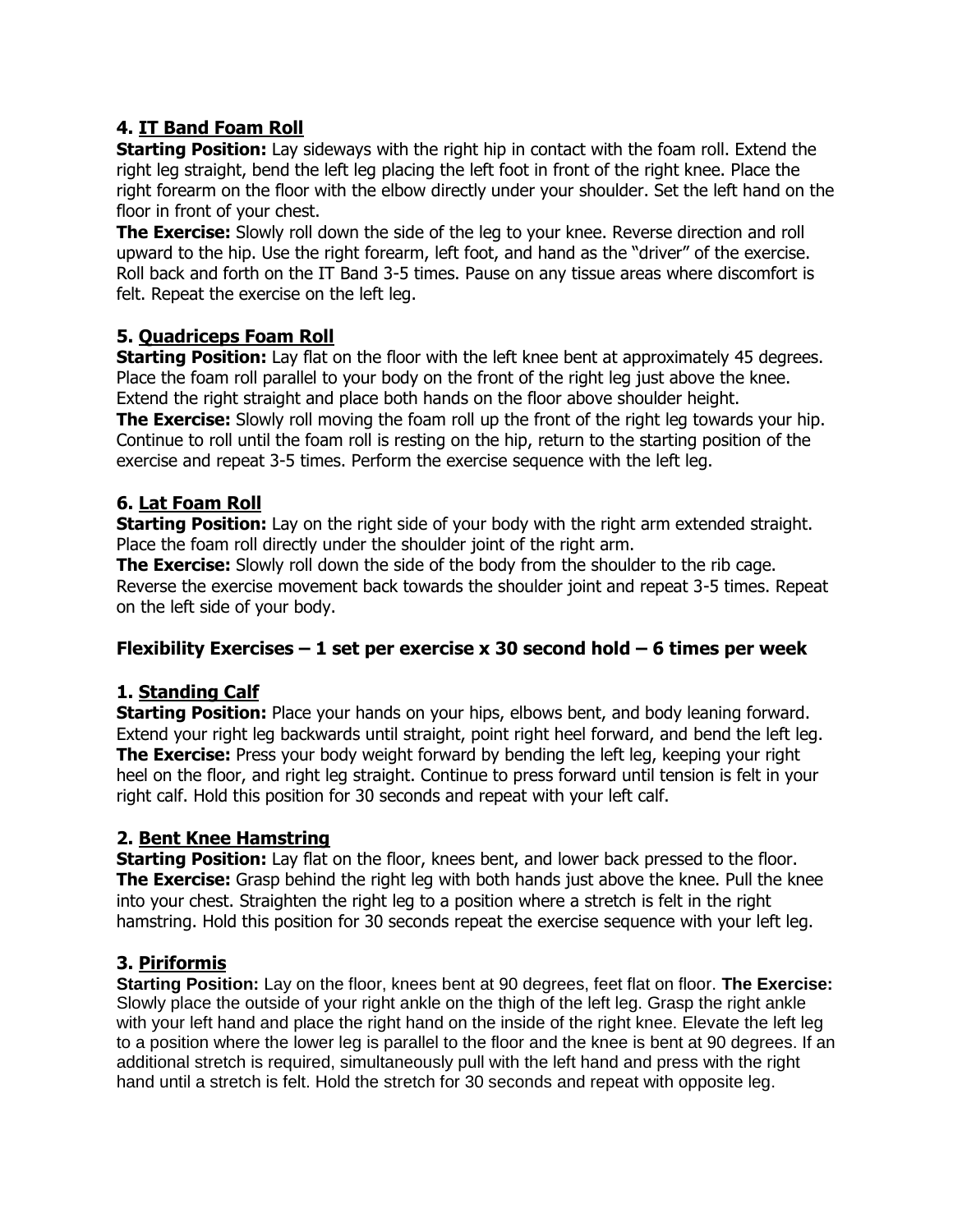### 4. IT Band Foam Roll

**Starting Position:** Lay sideways with the right hip in contact with the foam roll. Extend the right leg straight, bend the left leg placing the left foot in front of the right knee. Place the right forearm on the floor with the elbow directly under your shoulder. Set the left hand on the floor in front of your chest.
**The Exercise:** Slowly roll down the side of the leg to your knee. Reverse direction and roll upward to the hip. Use the right forearm, left foot, and hand as the "driver" of the exercise. Roll back and forth on the IT Band 3-5 times. Pause on any tissue areas where discomfort is felt. Repeat the exercise on the left leg.

### 5. Quadriceps Foam Roll

**Starting Position:** Lay flat on the floor with the left knee bent at approximately 45 degrees. Place the foam roll parallel to your body on the front of the right leg just above the knee. Extend the right straight and place both hands on the floor above shoulder height.
**The Exercise:** Slowly roll moving the foam roll up the front of the right leg towards your hip. Continue to roll until the foam roll is resting on the hip, return to the starting position of the exercise and repeat 3-5 times. Perform the exercise sequence with the left leg.

### 6. Lat Foam Roll

**Starting Position:** Lay on the right side of your body with the right arm extended straight. Place the foam roll directly under the shoulder joint of the right arm.
**The Exercise:** Slowly roll down the side of the body from the shoulder to the rib cage. Reverse the exercise movement back towards the shoulder joint and repeat 3-5 times. Repeat on the left side of your body.

## Flexibility Exercises – 1 set per exercise x 30 second hold – 6 times per week

### 1. Standing Calf

**Starting Position:** Place your hands on your hips, elbows bent, and body leaning forward. Extend your right leg backwards until straight, point right heel forward, and bend the left leg.
**The Exercise:** Press your body weight forward by bending the left leg, keeping your right heel on the floor, and right leg straight. Continue to press forward until tension is felt in your right calf. Hold this position for 30 seconds and repeat with your left calf.

### 2. Bent Knee Hamstring

**Starting Position:** Lay flat on the floor, knees bent, and lower back pressed to the floor.
**The Exercise:** Grasp behind the right leg with both hands just above the knee. Pull the knee into your chest. Straighten the right leg to a position where a stretch is felt in the right hamstring. Hold this position for 30 seconds repeat the exercise sequence with your left leg.

### 3. Piriformis

**Starting Position:** Lay on the floor, knees bent at 90 degrees, feet flat on floor. **The Exercise:** Slowly place the outside of your right ankle on the thigh of the left leg. Grasp the right ankle with your left hand and place the right hand on the inside of the right knee. Elevate the left leg to a position where the lower leg is parallel to the floor and the knee is bent at 90 degrees. If an additional stretch is required, simultaneously pull with the left hand and press with the right hand until a stretch is felt. Hold the stretch for 30 seconds and repeat with opposite leg.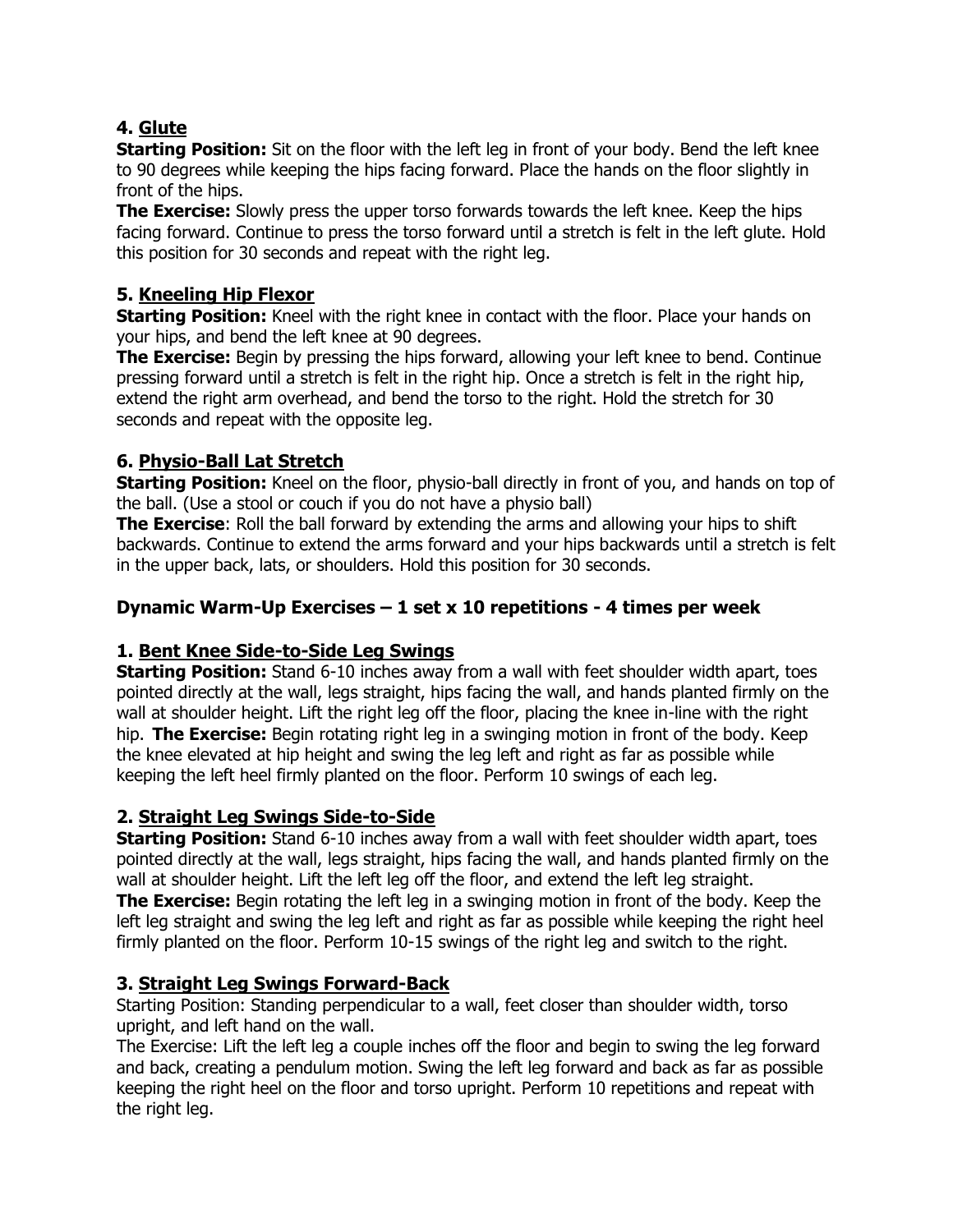### 4. <u>Glute</u>

**Starting Position:** Sit on the floor with the left leg in front of your body. Bend the left knee to 90 degrees while keeping the hips facing forward. Place the hands on the floor slightly in front of the hips.

**The Exercise:** Slowly press the upper torso forwards towards the left knee. Keep the hips facing forward. Continue to press the torso forward until a stretch is felt in the left glute. Hold this position for 30 seconds and repeat with the right leg.

### 5. <u>Kneeling Hip Flexor</u>

**Starting Position:** Kneel with the right knee in contact with the floor. Place your hands on your hips, and bend the left knee at 90 degrees.

**The Exercise:** Begin by pressing the hips forward, allowing your left knee to bend. Continue pressing forward until a stretch is felt in the right hip. Once a stretch is felt in the right hip, extend the right arm overhead, and bend the torso to the right. Hold the stretch for 30 seconds and repeat with the opposite leg.

### 6. <u>Physio-Ball Lat Stretch</u>

**Starting Position:** Kneel on the floor, physio-ball directly in front of you, and hands on top of the ball. (Use a stool or couch if you do not have a physio ball)

**The Exercise**: Roll the ball forward by extending the arms and allowing your hips to shift backwards. Continue to extend the arms forward and your hips backwards until a stretch is felt in the upper back, lats, or shoulders. Hold this position for 30 seconds.

## Dynamic Warm-Up Exercises – 1 set x 10 repetitions - 4 times per week

### 1. <u>Bent Knee Side-to-Side Leg Swings</u>

**Starting Position:** Stand 6-10 inches away from a wall with feet shoulder width apart, toes pointed directly at the wall, legs straight, hips facing the wall, and hands planted firmly on the wall at shoulder height. Lift the right leg off the floor, placing the knee in-line with the right hip. **The Exercise:** Begin rotating right leg in a swinging motion in front of the body. Keep the knee elevated at hip height and swing the leg left and right as far as possible while keeping the left heel firmly planted on the floor. Perform 10 swings of each leg.

### 2. <u>Straight Leg Swings Side-to-Side</u>

**Starting Position:** Stand 6-10 inches away from a wall with feet shoulder width apart, toes pointed directly at the wall, legs straight, hips facing the wall, and hands planted firmly on the wall at shoulder height. Lift the left leg off the floor, and extend the left leg straight.

**The Exercise:** Begin rotating the left leg in a swinging motion in front of the body. Keep the left leg straight and swing the leg left and right as far as possible while keeping the right heel firmly planted on the floor. Perform 10-15 swings of the right leg and switch to the right.

### 3. <u>Straight Leg Swings Forward-Back</u>

Starting Position: Standing perpendicular to a wall, feet closer than shoulder width, torso upright, and left hand on the wall.

The Exercise: Lift the left leg a couple inches off the floor and begin to swing the leg forward and back, creating a pendulum motion. Swing the left leg forward and back as far as possible keeping the right heel on the floor and torso upright. Perform 10 repetitions and repeat with the right leg.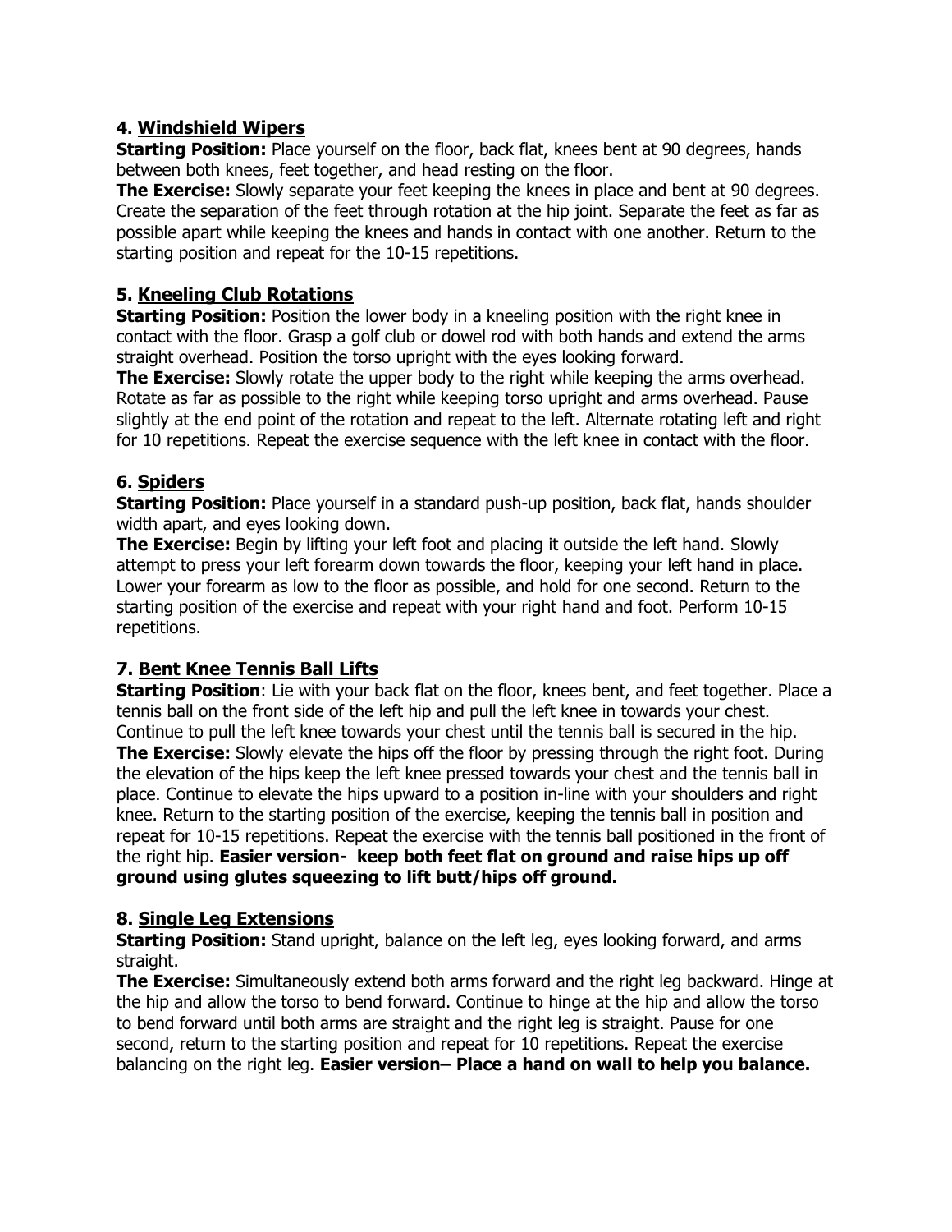### 4. <u>Windshield Wipers</u>

**Starting Position:** Place yourself on the floor, back flat, knees bent at 90 degrees, hands between both knees, feet together, and head resting on the floor.

**The Exercise:** Slowly separate your feet keeping the knees in place and bent at 90 degrees. Create the separation of the feet through rotation at the hip joint. Separate the feet as far as possible apart while keeping the knees and hands in contact with one another. Return to the starting position and repeat for the 10-15 repetitions.

### 5. <u>Kneeling Club Rotations</u>

**Starting Position:** Position the lower body in a kneeling position with the right knee in contact with the floor. Grasp a golf club or dowel rod with both hands and extend the arms straight overhead. Position the torso upright with the eyes looking forward.

**The Exercise:** Slowly rotate the upper body to the right while keeping the arms overhead. Rotate as far as possible to the right while keeping torso upright and arms overhead. Pause slightly at the end point of the rotation and repeat to the left. Alternate rotating left and right for 10 repetitions. Repeat the exercise sequence with the left knee in contact with the floor.

### 6. <u>Spiders</u>

**Starting Position:** Place yourself in a standard push-up position, back flat, hands shoulder width apart, and eyes looking down.

**The Exercise:** Begin by lifting your left foot and placing it outside the left hand. Slowly attempt to press your left forearm down towards the floor, keeping your left hand in place. Lower your forearm as low to the floor as possible, and hold for one second. Return to the starting position of the exercise and repeat with your right hand and foot. Perform 10-15 repetitions.

### 7. <u>Bent Knee Tennis Ball Lifts</u>

**Starting Position**: Lie with your back flat on the floor, knees bent, and feet together. Place a tennis ball on the front side of the left hip and pull the left knee in towards your chest. Continue to pull the left knee towards your chest until the tennis ball is secured in the hip.

**The Exercise:** Slowly elevate the hips off the floor by pressing through the right foot. During the elevation of the hips keep the left knee pressed towards your chest and the tennis ball in place. Continue to elevate the hips upward to a position in-line with your shoulders and right knee. Return to the starting position of the exercise, keeping the tennis ball in position and repeat for 10-15 repetitions. Repeat the exercise with the tennis ball positioned in the front of the right hip. **Easier version- keep both feet flat on ground and raise hips up off ground using glutes squeezing to lift butt/hips off ground.**

### 8. <u>Single Leg Extensions</u>

**Starting Position:** Stand upright, balance on the left leg, eyes looking forward, and arms straight.

**The Exercise:** Simultaneously extend both arms forward and the right leg backward. Hinge at the hip and allow the torso to bend forward. Continue to hinge at the hip and allow the torso to bend forward until both arms are straight and the right leg is straight. Pause for one second, return to the starting position and repeat for 10 repetitions. Repeat the exercise balancing on the right leg. **Easier version– Place a hand on wall to help you balance.**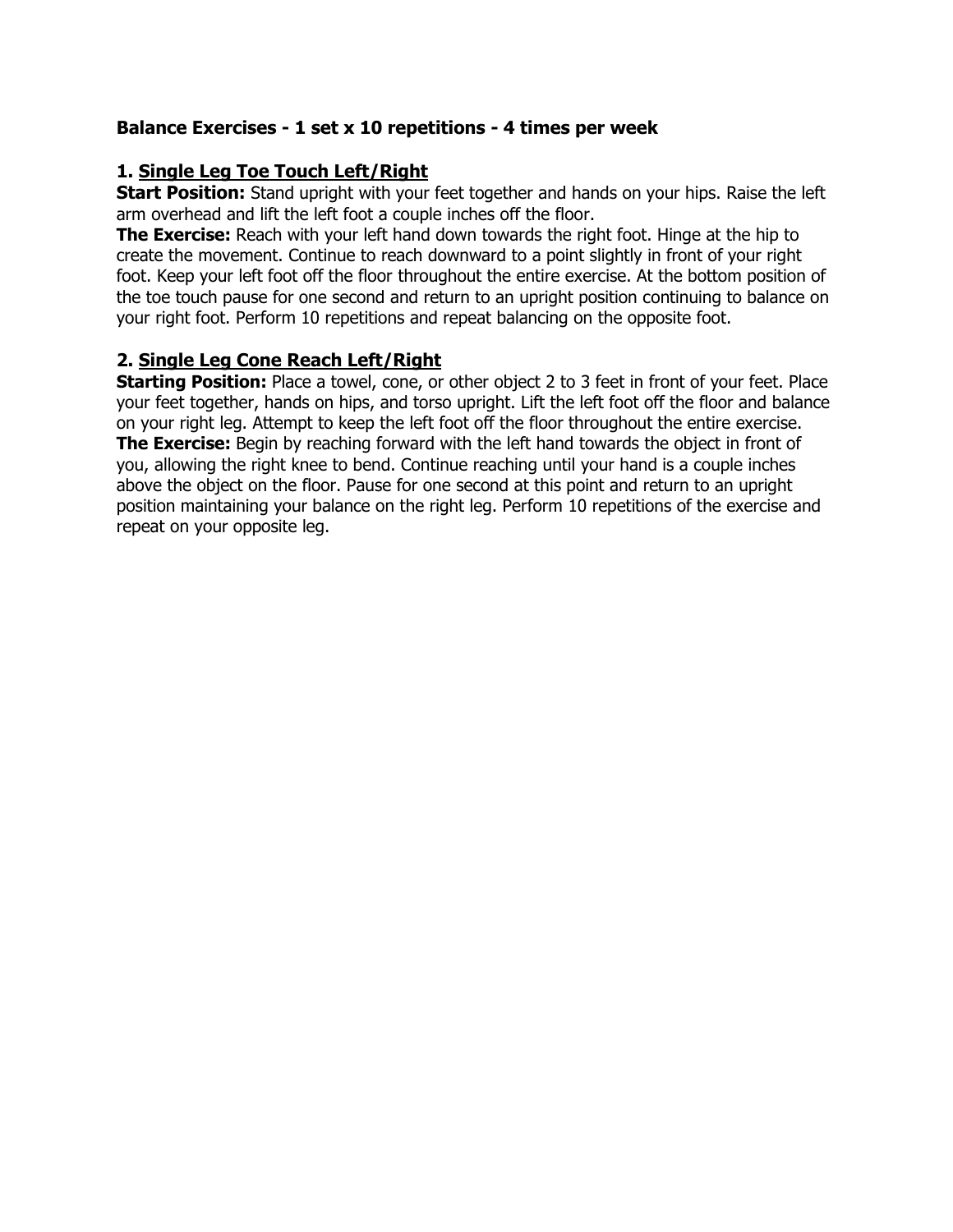**Balance Exercises - 1 set x 10 repetitions - 4 times per week**

### 1. Single Leg Toe Touch Left/Right

**Start Position:** Stand upright with your feet together and hands on your hips. Raise the left arm overhead and lift the left foot a couple inches off the floor.

**The Exercise:** Reach with your left hand down towards the right foot. Hinge at the hip to create the movement. Continue to reach downward to a point slightly in front of your right foot. Keep your left foot off the floor throughout the entire exercise. At the bottom position of the toe touch pause for one second and return to an upright position continuing to balance on your right foot. Perform 10 repetitions and repeat balancing on the opposite foot.

### 2. Single Leg Cone Reach Left/Right

**Starting Position:** Place a towel, cone, or other object 2 to 3 feet in front of your feet. Place your feet together, hands on hips, and torso upright. Lift the left foot off the floor and balance on your right leg. Attempt to keep the left foot off the floor throughout the entire exercise.

**The Exercise:** Begin by reaching forward with the left hand towards the object in front of you, allowing the right knee to bend. Continue reaching until your hand is a couple inches above the object on the floor. Pause for one second at this point and return to an upright position maintaining your balance on the right leg. Perform 10 repetitions of the exercise and repeat on your opposite leg.